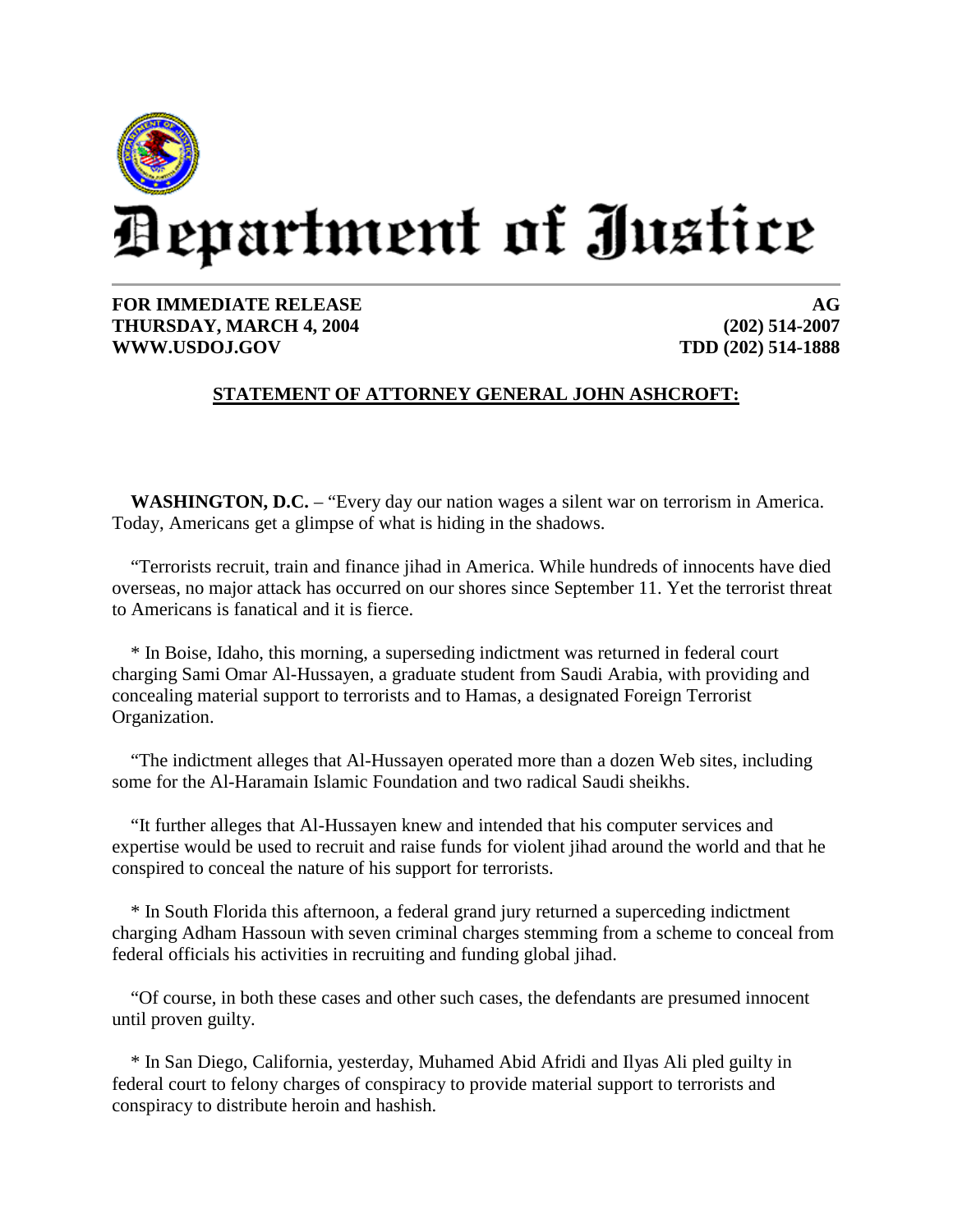# Department of Justice

**FOR IMMEDIATE RELEASE**
**THURSDAY, MARCH 4, 2004**
**WWW.USDOJ.GOV**

**AG**
**(202) 514-2007**
**TDD (202) 514-1888**

## STATEMENT OF ATTORNEY GENERAL JOHN ASHCROFT:

**WASHINGTON, D.C.** – "Every day our nation wages a silent war on terrorism in America. Today, Americans get a glimpse of what is hiding in the shadows.

"Terrorists recruit, train and finance jihad in America. While hundreds of innocents have died overseas, no major attack has occurred on our shores since September 11. Yet the terrorist threat to Americans is fanatical and it is fierce.

* In Boise, Idaho, this morning, a superseding indictment was returned in federal court charging Sami Omar Al-Hussayen, a graduate student from Saudi Arabia, with providing and concealing material support to terrorists and to Hamas, a designated Foreign Terrorist Organization.

"The indictment alleges that Al-Hussayen operated more than a dozen Web sites, including some for the Al-Haramain Islamic Foundation and two radical Saudi sheikhs.

"It further alleges that Al-Hussayen knew and intended that his computer services and expertise would be used to recruit and raise funds for violent jihad around the world and that he conspired to conceal the nature of his support for terrorists.

* In South Florida this afternoon, a federal grand jury returned a superceding indictment charging Adham Hassoun with seven criminal charges stemming from a scheme to conceal from federal officials his activities in recruiting and funding global jihad.

"Of course, in both these cases and other such cases, the defendants are presumed innocent until proven guilty.

* In San Diego, California, yesterday, Muhamed Abid Afridi and Ilyas Ali pled guilty in federal court to felony charges of conspiracy to provide material support to terrorists and conspiracy to distribute heroin and hashish.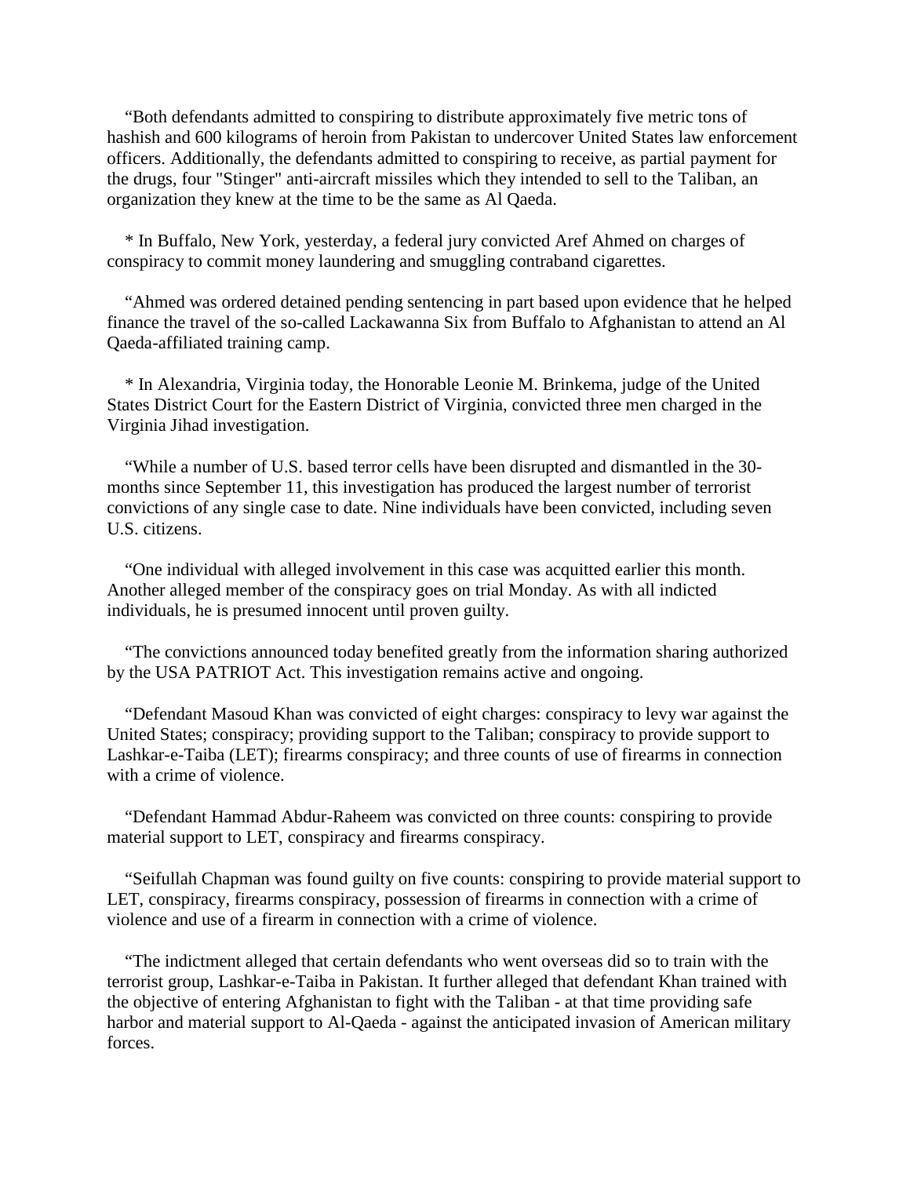"Both defendants admitted to conspiring to distribute approximately five metric tons of hashish and 600 kilograms of heroin from Pakistan to undercover United States law enforcement officers. Additionally, the defendants admitted to conspiring to receive, as partial payment for the drugs, four "Stinger" anti-aircraft missiles which they intended to sell to the Taliban, an organization they knew at the time to be the same as Al Qaeda.

* In Buffalo, New York, yesterday, a federal jury convicted Aref Ahmed on charges of conspiracy to commit money laundering and smuggling contraband cigarettes.

"Ahmed was ordered detained pending sentencing in part based upon evidence that he helped finance the travel of the so-called Lackawanna Six from Buffalo to Afghanistan to attend an Al Qaeda-affiliated training camp.

* In Alexandria, Virginia today, the Honorable Leonie M. Brinkema, judge of the United States District Court for the Eastern District of Virginia, convicted three men charged in the Virginia Jihad investigation.

"While a number of U.S. based terror cells have been disrupted and dismantled in the 30-months since September 11, this investigation has produced the largest number of terrorist convictions of any single case to date. Nine individuals have been convicted, including seven U.S. citizens.

"One individual with alleged involvement in this case was acquitted earlier this month. Another alleged member of the conspiracy goes on trial Monday. As with all indicted individuals, he is presumed innocent until proven guilty.

"The convictions announced today benefited greatly from the information sharing authorized by the USA PATRIOT Act. This investigation remains active and ongoing.

"Defendant Masoud Khan was convicted of eight charges: conspiracy to levy war against the United States; conspiracy; providing support to the Taliban; conspiracy to provide support to Lashkar-e-Taiba (LET); firearms conspiracy; and three counts of use of firearms in connection with a crime of violence.

"Defendant Hammad Abdur-Raheem was convicted on three counts: conspiring to provide material support to LET, conspiracy and firearms conspiracy.

"Seifullah Chapman was found guilty on five counts: conspiring to provide material support to LET, conspiracy, firearms conspiracy, possession of firearms in connection with a crime of violence and use of a firearm in connection with a crime of violence.

"The indictment alleged that certain defendants who went overseas did so to train with the terrorist group, Lashkar-e-Taiba in Pakistan. It further alleged that defendant Khan trained with the objective of entering Afghanistan to fight with the Taliban - at that time providing safe harbor and material support to Al-Qaeda - against the anticipated invasion of American military forces.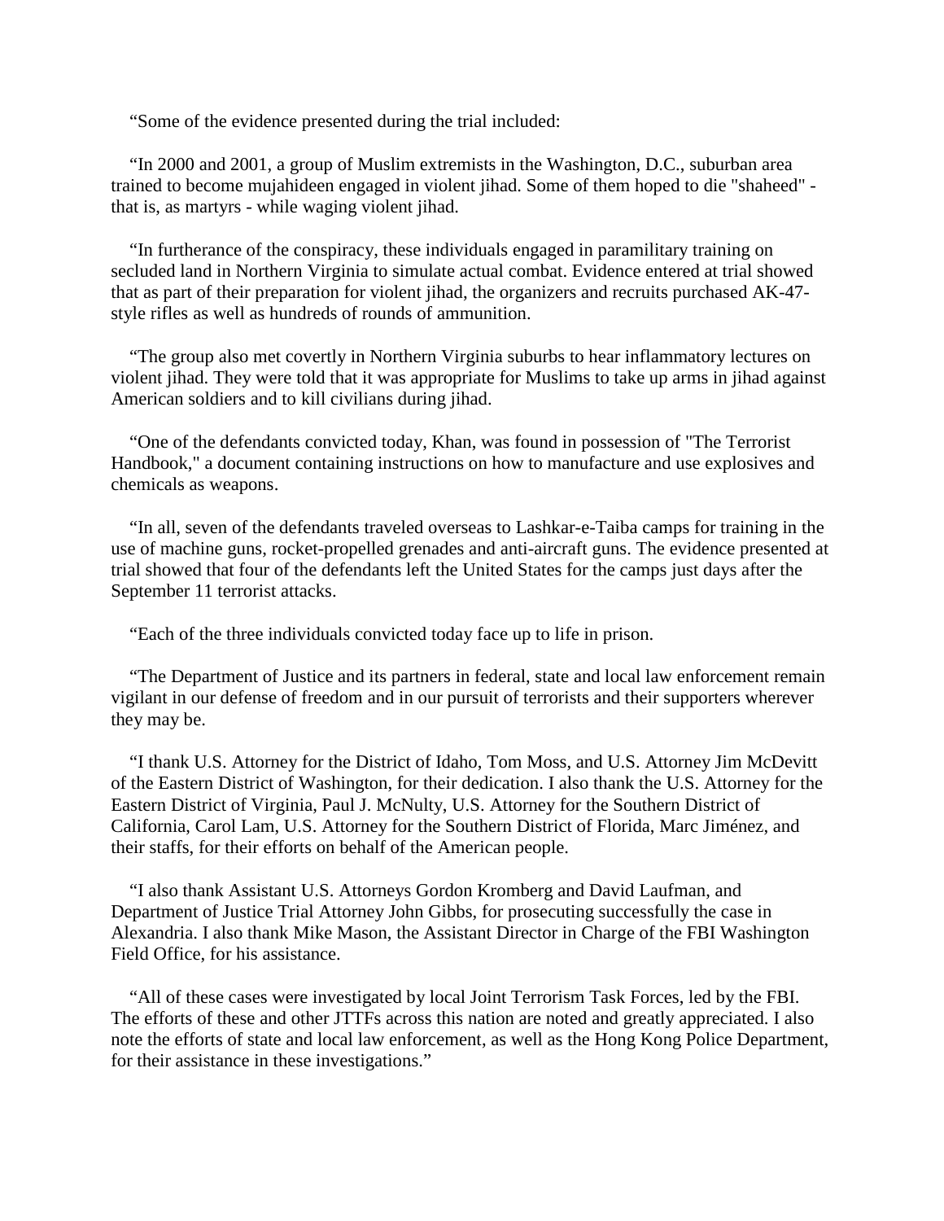"Some of the evidence presented during the trial included:

"In 2000 and 2001, a group of Muslim extremists in the Washington, D.C., suburban area trained to become mujahideen engaged in violent jihad. Some of them hoped to die "shaheed" - that is, as martyrs - while waging violent jihad.

"In furtherance of the conspiracy, these individuals engaged in paramilitary training on secluded land in Northern Virginia to simulate actual combat. Evidence entered at trial showed that as part of their preparation for violent jihad, the organizers and recruits purchased AK-47-style rifles as well as hundreds of rounds of ammunition.

"The group also met covertly in Northern Virginia suburbs to hear inflammatory lectures on violent jihad. They were told that it was appropriate for Muslims to take up arms in jihad against American soldiers and to kill civilians during jihad.

"One of the defendants convicted today, Khan, was found in possession of "The Terrorist Handbook," a document containing instructions on how to manufacture and use explosives and chemicals as weapons.

"In all, seven of the defendants traveled overseas to Lashkar-e-Taiba camps for training in the use of machine guns, rocket-propelled grenades and anti-aircraft guns. The evidence presented at trial showed that four of the defendants left the United States for the camps just days after the September 11 terrorist attacks.

"Each of the three individuals convicted today face up to life in prison.

"The Department of Justice and its partners in federal, state and local law enforcement remain vigilant in our defense of freedom and in our pursuit of terrorists and their supporters wherever they may be.

"I thank U.S. Attorney for the District of Idaho, Tom Moss, and U.S. Attorney Jim McDevitt of the Eastern District of Washington, for their dedication. I also thank the U.S. Attorney for the Eastern District of Virginia, Paul J. McNulty, U.S. Attorney for the Southern District of California, Carol Lam, U.S. Attorney for the Southern District of Florida, Marc Jiménez, and their staffs, for their efforts on behalf of the American people.

"I also thank Assistant U.S. Attorneys Gordon Kromberg and David Laufman, and Department of Justice Trial Attorney John Gibbs, for prosecuting successfully the case in Alexandria. I also thank Mike Mason, the Assistant Director in Charge of the FBI Washington Field Office, for his assistance.

"All of these cases were investigated by local Joint Terrorism Task Forces, led by the FBI. The efforts of these and other JTTFs across this nation are noted and greatly appreciated. I also note the efforts of state and local law enforcement, as well as the Hong Kong Police Department, for their assistance in these investigations."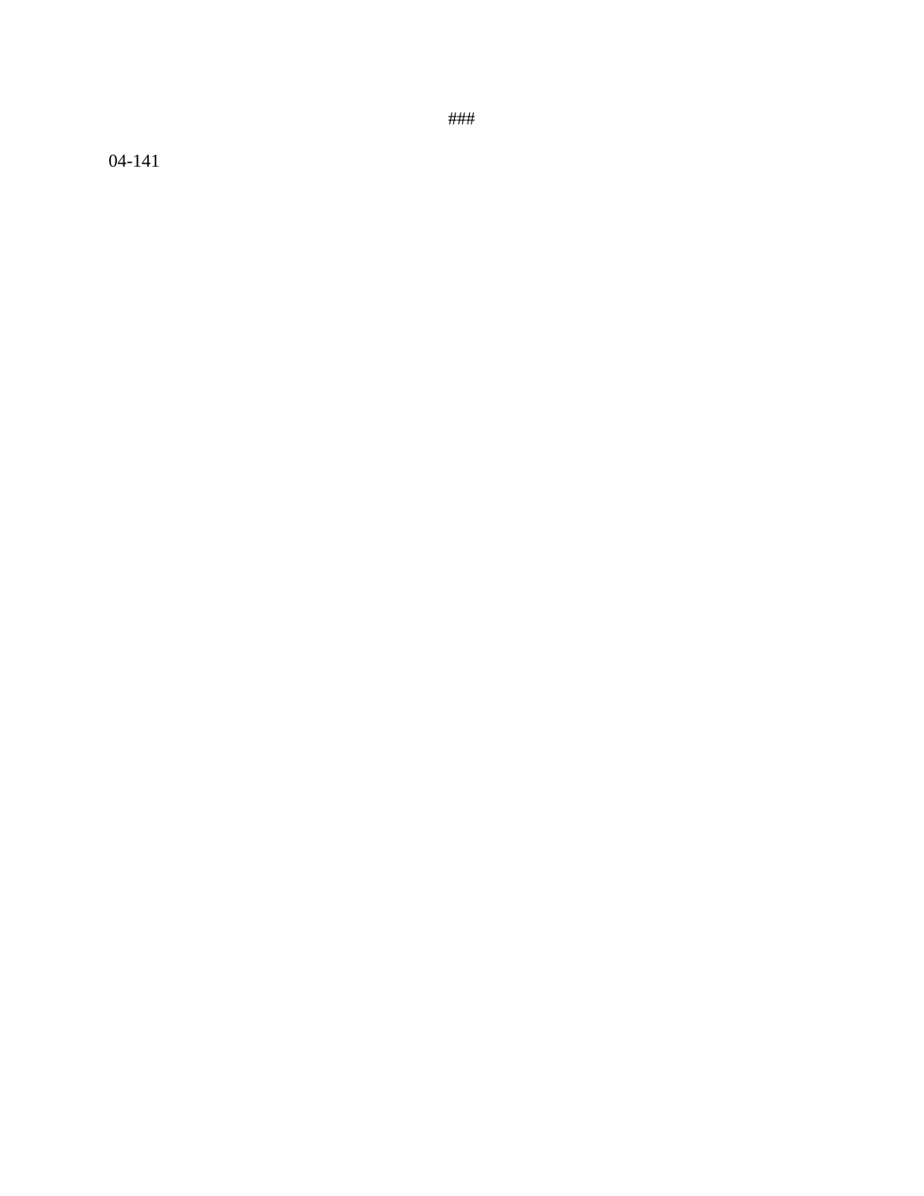###

04-141